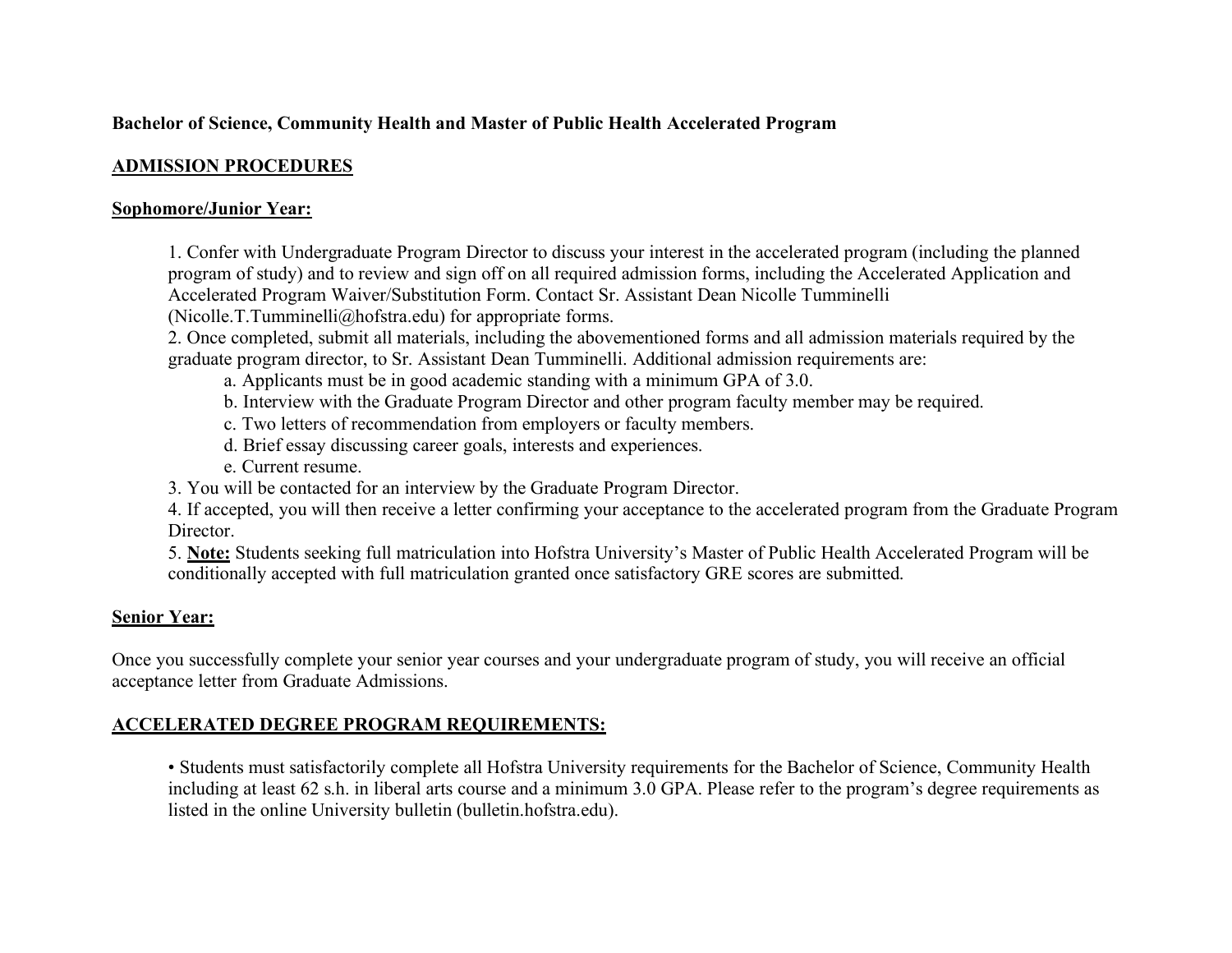**Bachelor of Science, Community Health and Master of Public Health Accelerated Program**

## ADMISSION PROCEDURES

### Sophomore/Junior Year:

1. Confer with Undergraduate Program Director to discuss your interest in the accelerated program (including the planned program of study) and to review and sign off on all required admission forms, including the Accelerated Application and Accelerated Program Waiver/Substitution Form. Contact Sr. Assistant Dean Nicolle Tumminelli (Nicolle.T.Tumminelli@hofstra.edu) for appropriate forms.
2. Once completed, submit all materials, including the abovementioned forms and all admission materials required by the graduate program director, to Sr. Assistant Dean Tumminelli. Additional admission requirements are:
   a. Applicants must be in good academic standing with a minimum GPA of 3.0.
   b. Interview with the Graduate Program Director and other program faculty member may be required.
   c. Two letters of recommendation from employers or faculty members.
   d. Brief essay discussing career goals, interests and experiences.
   e. Current resume.
3. You will be contacted for an interview by the Graduate Program Director.
4. If accepted, you will then receive a letter confirming your acceptance to the accelerated program from the Graduate Program Director.
5. **Note:** Students seeking full matriculation into Hofstra University's Master of Public Health Accelerated Program will be conditionally accepted with full matriculation granted once satisfactory GRE scores are submitted.

### Senior Year:

Once you successfully complete your senior year courses and your undergraduate program of study, you will receive an official acceptance letter from Graduate Admissions.

## ACCELERATED DEGREE PROGRAM REQUIREMENTS:

- Students must satisfactorily complete all Hofstra University requirements for the Bachelor of Science, Community Health including at least 62 s.h. in liberal arts course and a minimum 3.0 GPA. Please refer to the program's degree requirements as listed in the online University bulletin (bulletin.hofstra.edu).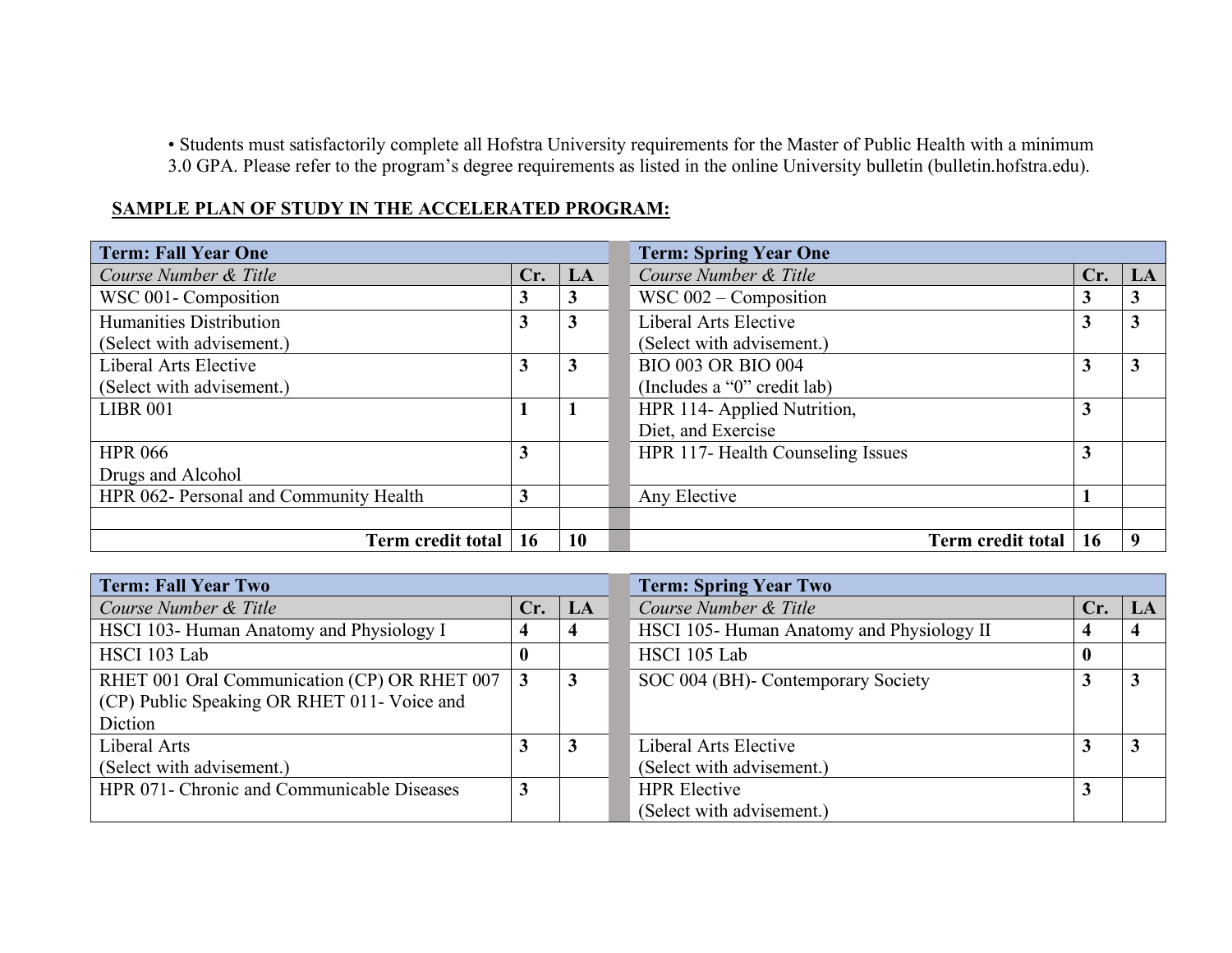• Students must satisfactorily complete all Hofstra University requirements for the Master of Public Health with a minimum 3.0 GPA. Please refer to the program's degree requirements as listed in the online University bulletin (bulletin.hofstra.edu).

**SAMPLE PLAN OF STUDY IN THE ACCELERATED PROGRAM:**

| **Term: Fall Year One** | | |
|---|---|---|
| *Course Number & Title* | **Cr.** | **LA** |
| WSC 001- Composition | **3** | **3** |
| Humanities Distribution (Select with advisement.) | **3** | **3** |
| Liberal Arts Elective (Select with advisement.) | **3** | **3** |
| LIBR 001 | **1** | **1** |
| HPR 066 Drugs and Alcohol | **3** | |
| HPR 062- Personal and Community Health | **3** | |
| | | |
| **Term credit total** | **16** | **10** |

| **Term: Spring Year One** | | |
|---|---|---|
| *Course Number & Title* | **Cr.** | **LA** |
| WSC 002 – Composition | **3** | **3** |
| Liberal Arts Elective (Select with advisement.) | **3** | **3** |
| BIO 003 OR BIO 004 (Includes a "0" credit lab) | **3** | **3** |
| HPR 114- Applied Nutrition, Diet, and Exercise | **3** | |
| HPR 117- Health Counseling Issues | **3** | |
| Any Elective | **1** | |
| | | |
| **Term credit total** | **16** | **9** |

| **Term: Fall Year Two** | | |
|---|---|---|
| *Course Number & Title* | **Cr.** | **LA** |
| HSCI 103- Human Anatomy and Physiology I | **4** | **4** |
| HSCI 103 Lab | **0** | |
| RHET 001 Oral Communication (CP) OR RHET 007 (CP) Public Speaking OR RHET 011- Voice and Diction | **3** | **3** |
| Liberal Arts (Select with advisement.) | **3** | **3** |
| HPR 071- Chronic and Communicable Diseases | **3** | |

| **Term: Spring Year Two** | | |
|---|---|---|
| *Course Number & Title* | **Cr.** | **LA** |
| HSCI 105- Human Anatomy and Physiology II | **4** | **4** |
| HSCI 105 Lab | **0** | |
| SOC 004 (BH)- Contemporary Society | **3** | **3** |
| Liberal Arts Elective (Select with advisement.) | **3** | **3** |
| HPR Elective (Select with advisement.) | **3** | |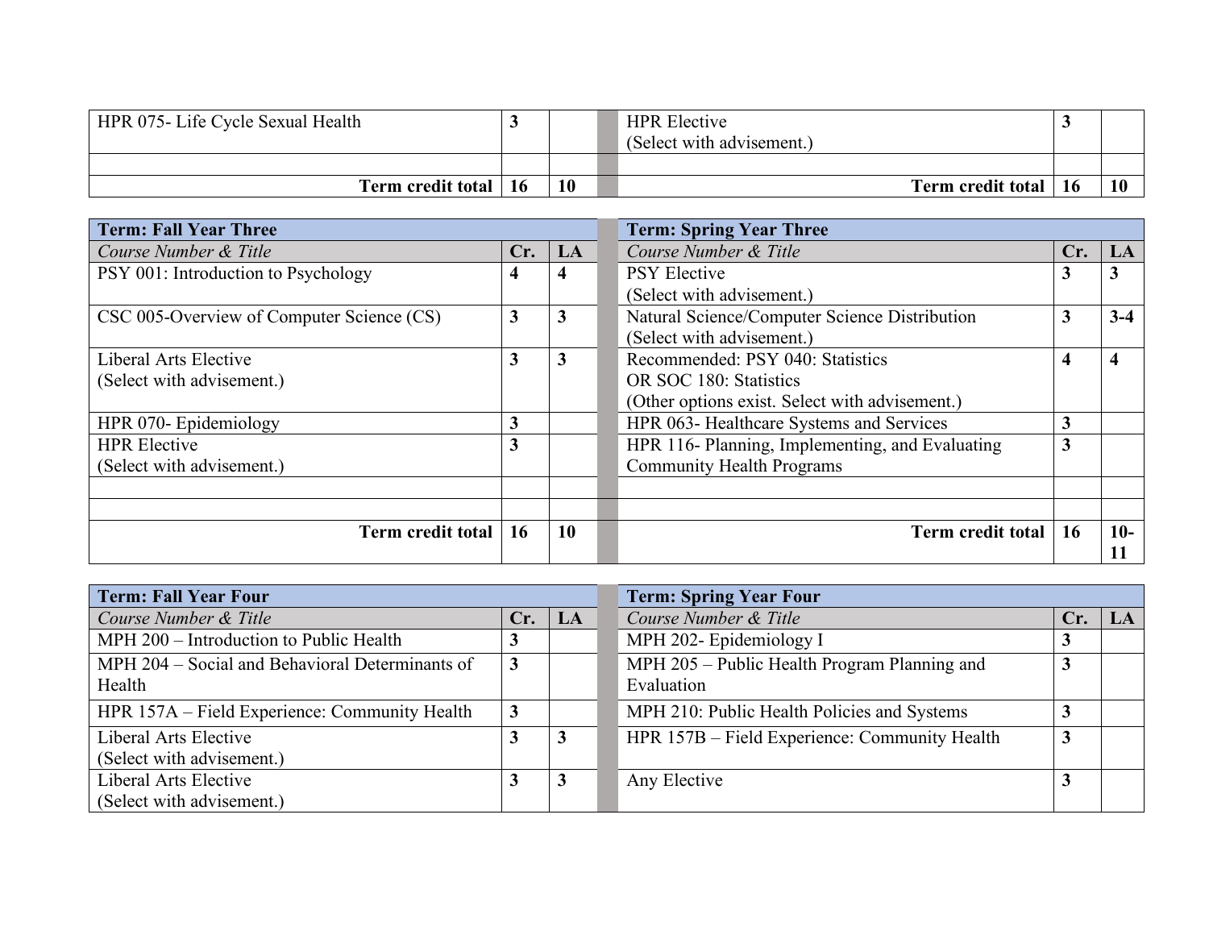| Course Number & Title | Cr. | LA | Course Number & Title | Cr. | LA |
|---|---|---|---|---|---|
| HPR 075- Life Cycle Sexual Health | 3 | | HPR Elective (Select with advisement.) | 3 | |
| | | | | | |
| **Term credit total** | **16** | **10** | **Term credit total** | **16** | **10** |

| **Term: Fall Year Three** | | | **Term: Spring Year Three** | | |
|---|---|---|---|---|---|
| *Course Number & Title* | **Cr.** | **LA** | *Course Number & Title* | **Cr.** | **LA** |
| PSY 001: Introduction to Psychology | **4** | **4** | PSY Elective (Select with advisement.) | **3** | **3** |
| CSC 005-Overview of Computer Science (CS) | **3** | **3** | Natural Science/Computer Science Distribution (Select with advisement.) | **3** | **3-4** |
| Liberal Arts Elective (Select with advisement.) | **3** | **3** | Recommended: PSY 040: Statistics OR SOC 180: Statistics (Other options exist. Select with advisement.) | **4** | **4** |
| HPR 070- Epidemiology | **3** | | HPR 063- Healthcare Systems and Services | **3** | |
| HPR Elective (Select with advisement.) | **3** | | HPR 116- Planning, Implementing, and Evaluating Community Health Programs | **3** | |
| | | | | | |
| | | | | | |
| **Term credit total** | **16** | **10** | **Term credit total** | **16** | **10-11** |

| **Term: Fall Year Four** | | | **Term: Spring Year Four** | | |
|---|---|---|---|---|---|
| *Course Number & Title* | **Cr.** | **LA** | *Course Number & Title* | **Cr.** | **LA** |
| MPH 200 – Introduction to Public Health | **3** | | MPH 202- Epidemiology I | **3** | |
| MPH 204 – Social and Behavioral Determinants of Health | **3** | | MPH 205 – Public Health Program Planning and Evaluation | **3** | |
| HPR 157A – Field Experience: Community Health | **3** | | MPH 210: Public Health Policies and Systems | **3** | |
| Liberal Arts Elective (Select with advisement.) | **3** | **3** | HPR 157B – Field Experience: Community Health | **3** | |
| Liberal Arts Elective (Select with advisement.) | **3** | **3** | Any Elective | **3** | |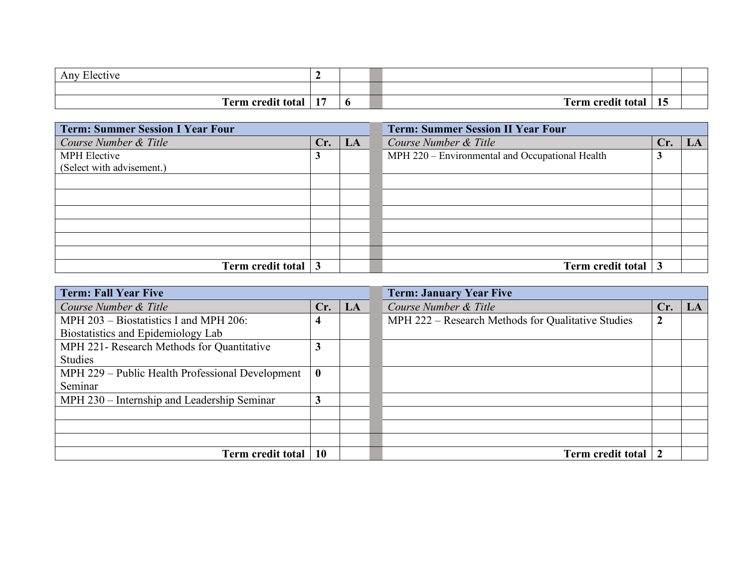| | Cr. | LA | | Cr. | LA |
|---|---|---|---|---|---|
| Any Elective | **2** | | | | |
| | | | | | |
| **Term credit total** | **17** | **6** | **Term credit total** | **15** | |

| **Term: Summer Session I Year Four** | | | **Term: Summer Session II Year Four** | | |
|---|---|---|---|---|---|
| *Course Number & Title* | **Cr.** | **LA** | *Course Number & Title* | **Cr.** | **LA** |
| MPH Elective (Select with advisement.) | **3** | | MPH 220 – Environmental and Occupational Health | **3** | |
| | | | | | |
| | | | | | |
| | | | | | |
| | | | | | |
| | | | | | |
| | | | | | |
| **Term credit total** | **3** | | **Term credit total** | **3** | |

| **Term: Fall Year Five** | | | **Term: January Year Five** | | |
|---|---|---|---|---|---|
| *Course Number & Title* | **Cr.** | **LA** | *Course Number & Title* | **Cr.** | **LA** |
| MPH 203 – Biostatistics I and MPH 206: Biostatistics and Epidemiology Lab | **4** | | MPH 222 – Research Methods for Qualitative Studies | **2** | |
| MPH 221- Research Methods for Quantitative Studies | **3** | | | | |
| MPH 229 – Public Health Professional Development Seminar | **0** | | | | |
| MPH 230 – Internship and Leadership Seminar | **3** | | | | |
| | | | | | |
| | | | | | |
| | | | | | |
| **Term credit total** | **10** | | **Term credit total** | **2** | |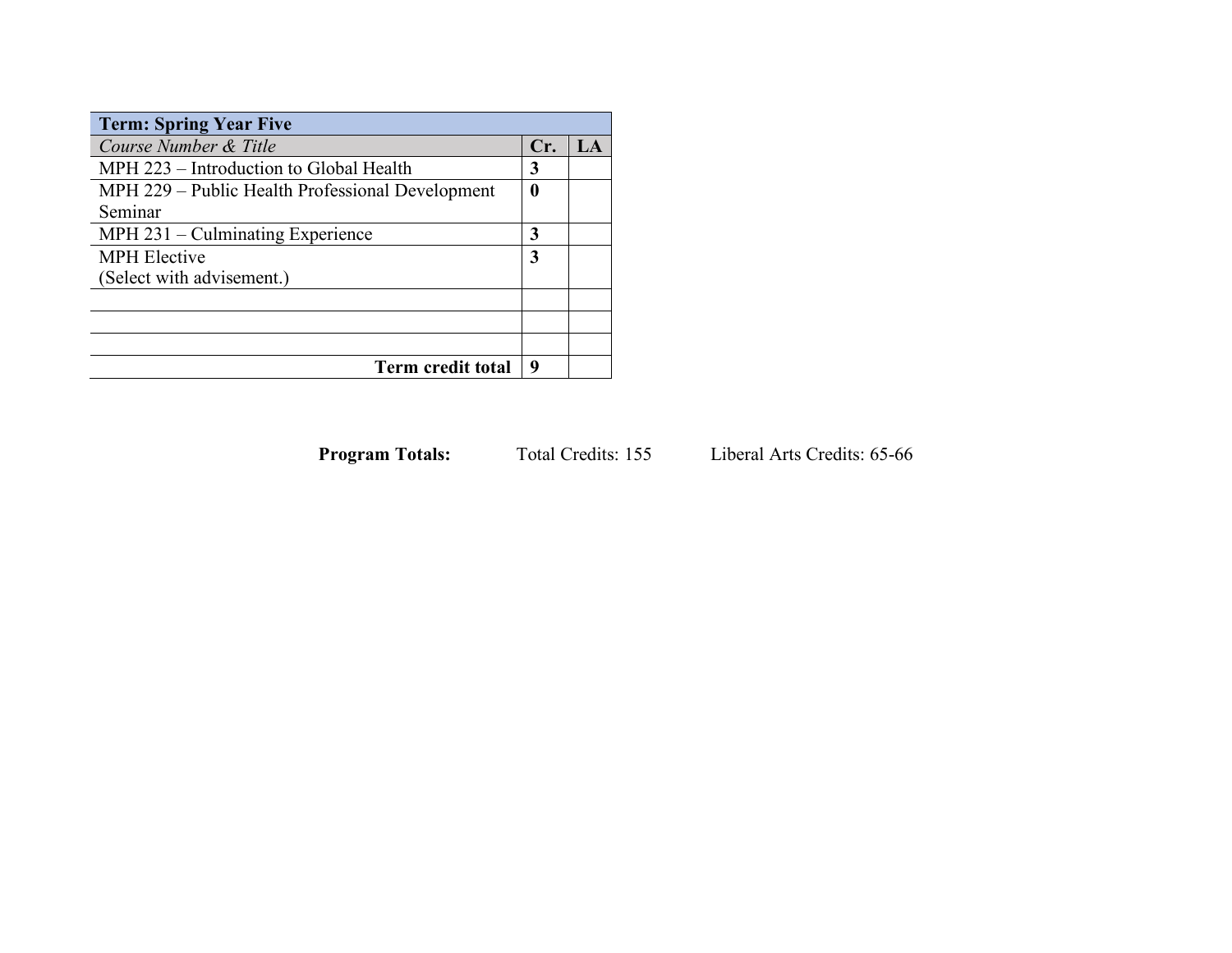| Term: Spring Year Five | | |
|---|---|---|
| *Course Number & Title* | **Cr.** | **LA** |
| MPH 223 – Introduction to Global Health | **3** | |
| MPH 229 – Public Health Professional Development Seminar | **0** | |
| MPH 231 – Culminating Experience | **3** | |
| MPH Elective (Select with advisement.) | **3** | |
| | | |
| | | |
| | | |
| **Term credit total** | **9** | |

**Program Totals:** Total Credits: 155 Liberal Arts Credits: 65-66